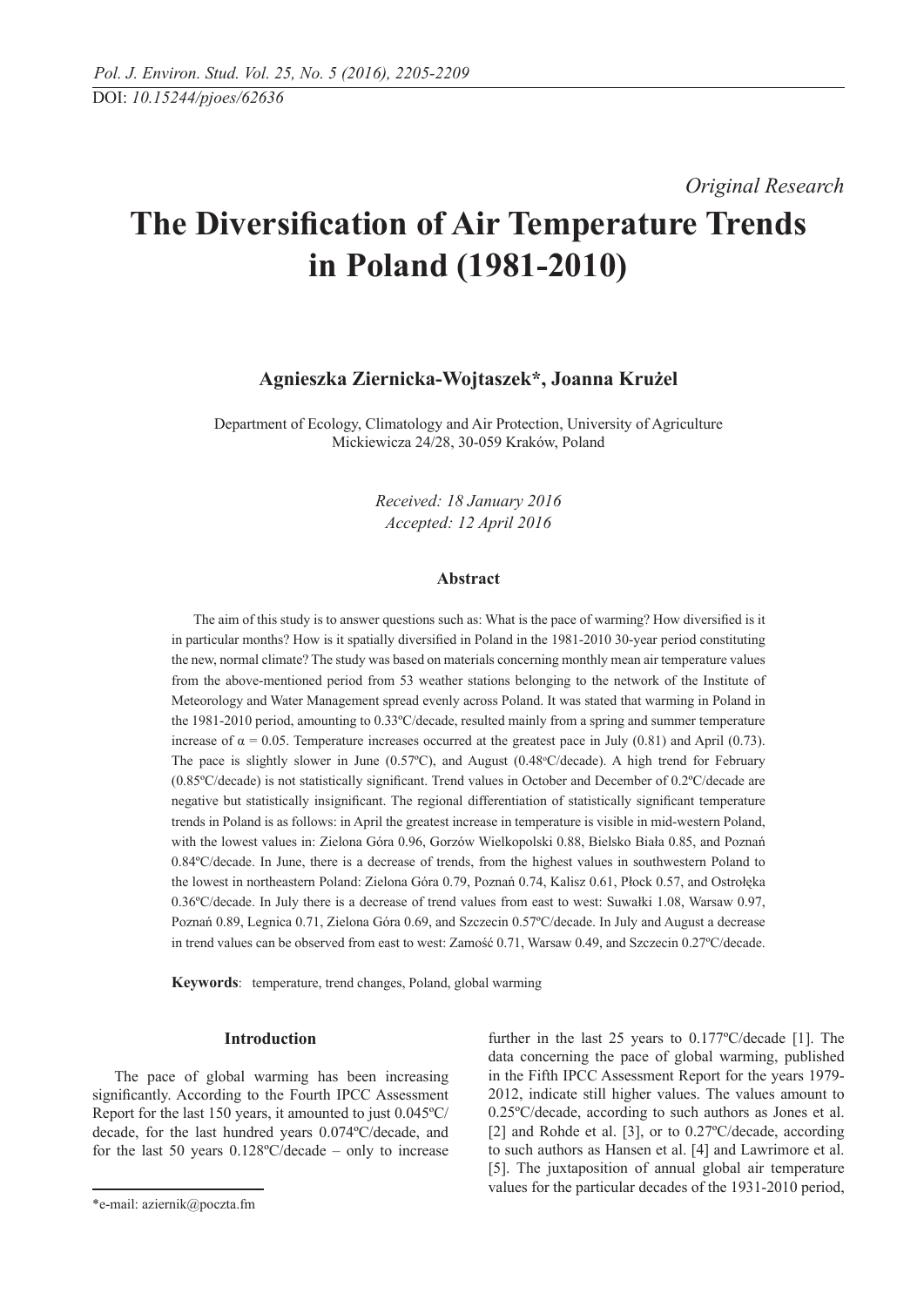DOI: *10.15244/pjoes/62636*

*Original Research*

# The Diversification of Air Temperature Trends in Poland (1981-2010)

**Agnieszka Ziernicka-Wojtaszek\*, Joanna Krużel**

Department of Ecology, Climatology and Air Protection, University of Agriculture
Mickiewicza 24/28, 30-059 Kraków, Poland

*Received: 18 January 2016*
*Accepted: 12 April 2016*

### Abstract

The aim of this study is to answer questions such as: What is the pace of warming? How diversified is it in particular months? How is it spatially diversified in Poland in the 1981-2010 30-year period constituting the new, normal climate? The study was based on materials concerning monthly mean air temperature values from the above-mentioned period from 53 weather stations belonging to the network of the Institute of Meteorology and Water Management spread evenly across Poland. It was stated that warming in Poland in the 1981-2010 period, amounting to 0.33ºC/decade, resulted mainly from a spring and summer temperature increase of $\alpha = 0.05$. Temperature increases occurred at the greatest pace in July (0.81) and April (0.73). The pace is slightly slower in June (0.57ºC), and August (0.48ºC/decade). A high trend for February (0.85ºC/decade) is not statistically significant. Trend values in October and December of 0.2ºC/decade are negative but statistically insignificant. The regional differentiation of statistically significant temperature trends in Poland is as follows: in April the greatest increase in temperature is visible in mid-western Poland, with the lowest values in: Zielona Góra 0.96, Gorzów Wielkopolski 0.88, Bielsko Biała 0.85, and Poznań 0.84ºC/decade. In June, there is a decrease of trends, from the highest values in southwestern Poland to the lowest in northeastern Poland: Zielona Góra 0.79, Poznań 0.74, Kalisz 0.61, Płock 0.57, and Ostrołęka 0.36ºC/decade. In July there is a decrease of trend values from east to west: Suwałki 1.08, Warsaw 0.97, Poznań 0.89, Legnica 0.71, Zielona Góra 0.69, and Szczecin 0.57ºC/decade. In July and August a decrease in trend values can be observed from east to west: Zamość 0.71, Warsaw 0.49, and Szczecin 0.27ºC/decade.

**Keywords**: temperature, trend changes, Poland, global warming

## Introduction

The pace of global warming has been increasing significantly. According to the Fourth IPCC Assessment Report for the last 150 years, it amounted to just 0.045ºC/decade, for the last hundred years 0.074ºC/decade, and for the last 50 years 0.128ºC/decade – only to increase further in the last 25 years to 0.177ºC/decade [1]. The data concerning the pace of global warming, published in the Fifth IPCC Assessment Report for the years 1979-2012, indicate still higher values. The values amount to 0.25ºC/decade, according to such authors as Jones et al. [2] and Rohde et al. [3], or to 0.27ºC/decade, according to such authors as Hansen et al. [4] and Lawrimore et al. [5]. The juxtaposition of annual global air temperature values for the particular decades of the 1931-2010 period,

\*e-mail: aziernik@poczta.fm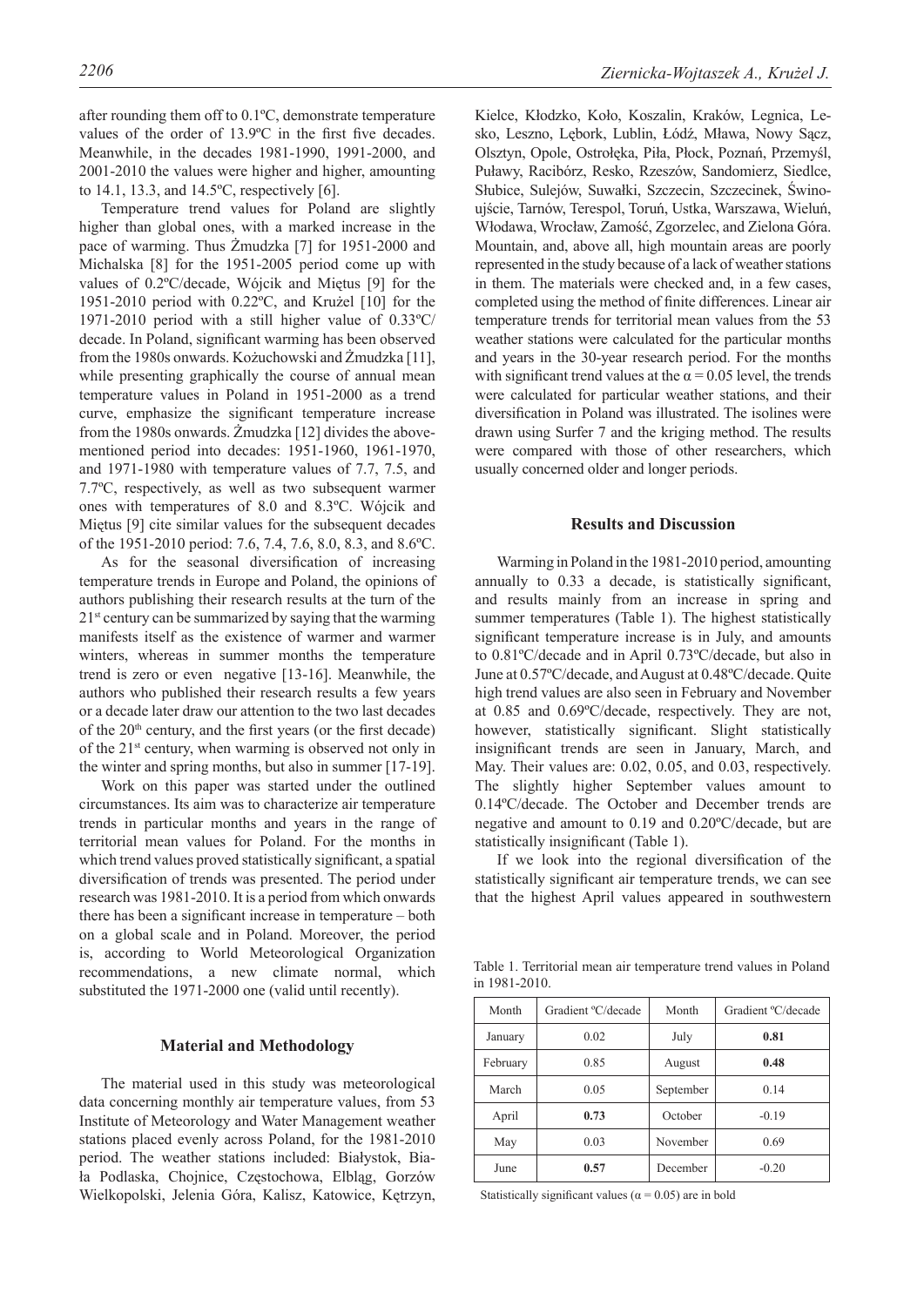after rounding them off to 0.1ºC, demonstrate temperature values of the order of 13.9ºC in the first five decades. Meanwhile, in the decades 1981-1990, 1991-2000, and 2001-2010 the values were higher and higher, amounting to 14.1, 13.3, and 14.5ºC, respectively [6].

Temperature trend values for Poland are slightly higher than global ones, with a marked increase in the pace of warming. Thus Żmudzka [7] for 1951-2000 and Michalska [8] for the 1951-2005 period come up with values of 0.2ºC/decade, Wójcik and Miętus [9] for the 1951-2010 period with 0.22ºC, and Krużel [10] for the 1971-2010 period with a still higher value of 0.33ºC/decade. In Poland, significant warming has been observed from the 1980s onwards. Kożuchowski and Żmudzka [11], while presenting graphically the course of annual mean temperature values in Poland in 1951-2000 as a trend curve, emphasize the significant temperature increase from the 1980s onwards. Żmudzka [12] divides the above-mentioned period into decades: 1951-1960, 1961-1970, and 1971-1980 with temperature values of 7.7, 7.5, and 7.7ºC, respectively, as well as two subsequent warmer ones with temperatures of 8.0 and 8.3ºC. Wójcik and Miętus [9] cite similar values for the subsequent decades of the 1951-2010 period: 7.6, 7.4, 7.6, 8.0, 8.3, and 8.6ºC.

As for the seasonal diversification of increasing temperature trends in Europe and Poland, the opinions of authors publishing their research results at the turn of the 21st century can be summarized by saying that the warming manifests itself as the existence of warmer and warmer winters, whereas in summer months the temperature trend is zero or even negative [13-16]. Meanwhile, the authors who published their research results a few years or a decade later draw our attention to the two last decades of the 20th century, and the first years (or the first decade) of the 21st century, when warming is observed not only in the winter and spring months, but also in summer [17-19].

Work on this paper was started under the outlined circumstances. Its aim was to characterize air temperature trends in particular months and years in the range of territorial mean values for Poland. For the months in which trend values proved statistically significant, a spatial diversification of trends was presented. The period under research was 1981-2010. It is a period from which onwards there has been a significant increase in temperature – both on a global scale and in Poland. Moreover, the period is, according to World Meteorological Organization recommendations, a new climate normal, which substituted the 1971-2000 one (valid until recently).

## Material and Methodology

The material used in this study was meteorological data concerning monthly air temperature values, from 53 Institute of Meteorology and Water Management weather stations placed evenly across Poland, for the 1981-2010 period. The weather stations included: Białystok, Biała Podlaska, Chojnice, Częstochowa, Elbląg, Gorzów Wielkopolski, Jelenia Góra, Kalisz, Katowice, Kętrzyn, Kielce, Kłodzko, Koło, Koszalin, Kraków, Legnica, Lesko, Leszno, Lębork, Lublin, Łódź, Mława, Nowy Sącz, Olsztyn, Opole, Ostrołęka, Piła, Płock, Poznań, Przemyśl, Puławy, Racibórz, Resko, Rzeszów, Sandomierz, Siedlce, Słubice, Sulejów, Suwałki, Szczecin, Szczecinek, Świnoujście, Tarnów, Terespol, Toruń, Ustka, Warszawa, Wieluń, Włodawa, Wrocław, Zamość, Zgorzelec, and Zielona Góra. Mountain, and, above all, high mountain areas are poorly represented in the study because of a lack of weather stations in them. The materials were checked and, in a few cases, completed using the method of finite differences. Linear air temperature trends for territorial mean values from the 53 weather stations were calculated for the particular months and years in the 30-year research period. For the months with significant trend values at the $\alpha = 0.05$ level, the trends were calculated for particular weather stations, and their diversification in Poland was illustrated. The isolines were drawn using Surfer 7 and the kriging method. The results were compared with those of other researchers, which usually concerned older and longer periods.

## Results and Discussion

Warming in Poland in the 1981-2010 period, amounting annually to 0.33 a decade, is statistically significant, and results mainly from an increase in spring and summer temperatures (Table 1). The highest statistically significant temperature increase is in July, and amounts to 0.81ºC/decade and in April 0.73ºC/decade, but also in June at 0.57ºC/decade, and August at 0.48ºC/decade. Quite high trend values are also seen in February and November at 0.85 and 0.69ºC/decade, respectively. They are not, however, statistically significant. Slight statistically insignificant trends are seen in January, March, and May. Their values are: 0.02, 0.05, and 0.03, respectively. The slightly higher September values amount to 0.14ºC/decade. The October and December trends are negative and amount to 0.19 and 0.20ºC/decade, but are statistically insignificant (Table 1).

If we look into the regional diversification of the statistically significant air temperature trends, we can see that the highest April values appeared in southwestern

Table 1. Territorial mean air temperature trend values in Poland in 1981-2010.

| Month | Gradient ºC/decade | Month | Gradient ºC/decade |
|---|---|---|---|
| January | 0.02 | July | **0.81** |
| February | 0.85 | August | **0.48** |
| March | 0.05 | September | 0.14 |
| April | **0.73** | October | -0.19 |
| May | 0.03 | November | 0.69 |
| June | **0.57** | December | -0.20 |

Statistically significant values ($\alpha = 0.05$) are in bold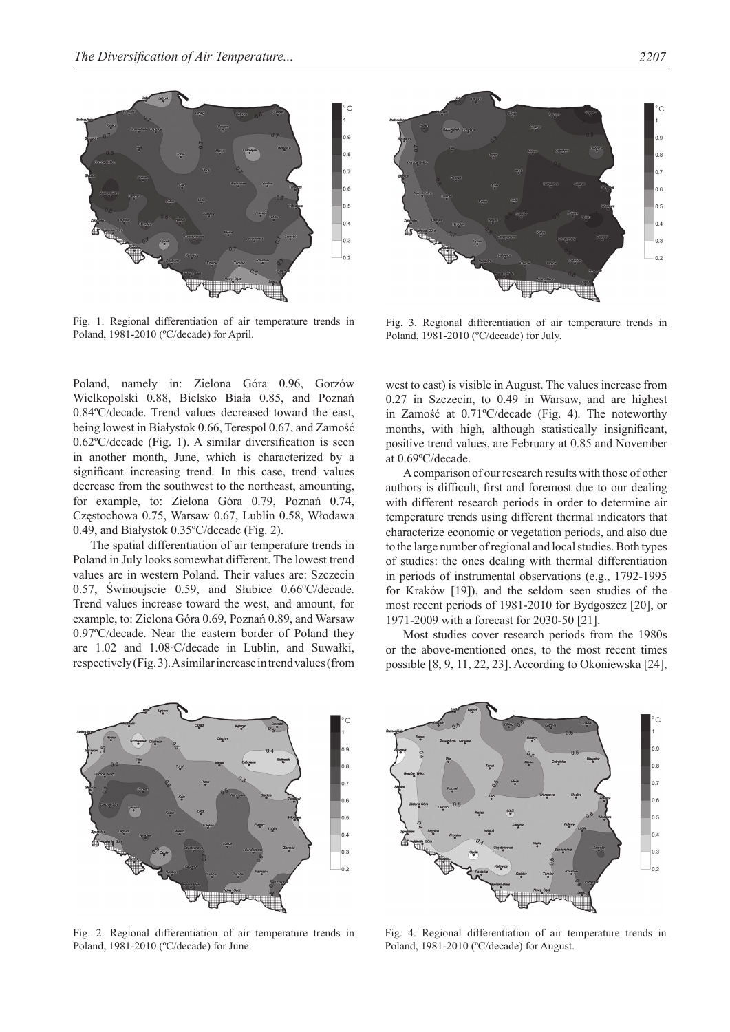Fig. 1. Regional differentiation of air temperature trends in Poland, 1981-2010 (ºC/decade) for April.

Fig. 3. Regional differentiation of air temperature trends in Poland, 1981-2010 (ºC/decade) for July.

Poland, namely in: Zielona Góra 0.96, Gorzów Wielkopolski 0.88, Bielsko Biała 0.85, and Poznań 0.84ºC/decade. Trend values decreased toward the east, being lowest in Białystok 0.66, Terespol 0.67, and Zamość 0.62ºC/decade (Fig. 1). A similar diversification is seen in another month, June, which is characterized by a significant increasing trend. In this case, trend values decrease from the southwest to the northeast, amounting, for example, to: Zielona Góra 0.79, Poznań 0.74, Częstochowa 0.75, Warsaw 0.67, Lublin 0.58, Włodawa 0.49, and Białystok 0.35ºC/decade (Fig. 2).

The spatial differentiation of air temperature trends in Poland in July looks somewhat different. The lowest trend values are in western Poland. Their values are: Szczecin 0.57, Świnoujscie 0.59, and Słubice 0.66ºC/decade. Trend values increase toward the west, and amount, for example, to: Zielona Góra 0.69, Poznań 0.89, and Warsaw 0.97ºC/decade. Near the eastern border of Poland they are 1.02 and 1.08ºC/decade in Lublin, and Suwałki, respectively (Fig. 3). A similar increase in trend values (from west to east) is visible in August. The values increase from 0.27 in Szczecin, to 0.49 in Warsaw, and are highest in Zamość at 0.71ºC/decade (Fig. 4). The noteworthy months, with high, although statistically insignificant, positive trend values, are February at 0.85 and November at 0.69ºC/decade.

A comparison of our research results with those of other authors is difficult, first and foremost due to our dealing with different research periods in order to determine air temperature trends using different thermal indicators that characterize economic or vegetation periods, and also due to the large number of regional and local studies. Both types of studies: the ones dealing with thermal differentiation in periods of instrumental observations (e.g., 1792-1995 for Kraków [19]), and the seldom seen studies of the most recent periods of 1981-2010 for Bydgoszcz [20], or 1971-2009 with a forecast for 2030-50 [21].

Most studies cover research periods from the 1980s or the above-mentioned ones, to the most recent times possible [8, 9, 11, 22, 23]. According to Okoniewska [24],

Fig. 2. Regional differentiation of air temperature trends in Poland, 1981-2010 (ºC/decade) for June.

Fig. 4. Regional differentiation of air temperature trends in Poland, 1981-2010 (ºC/decade) for August.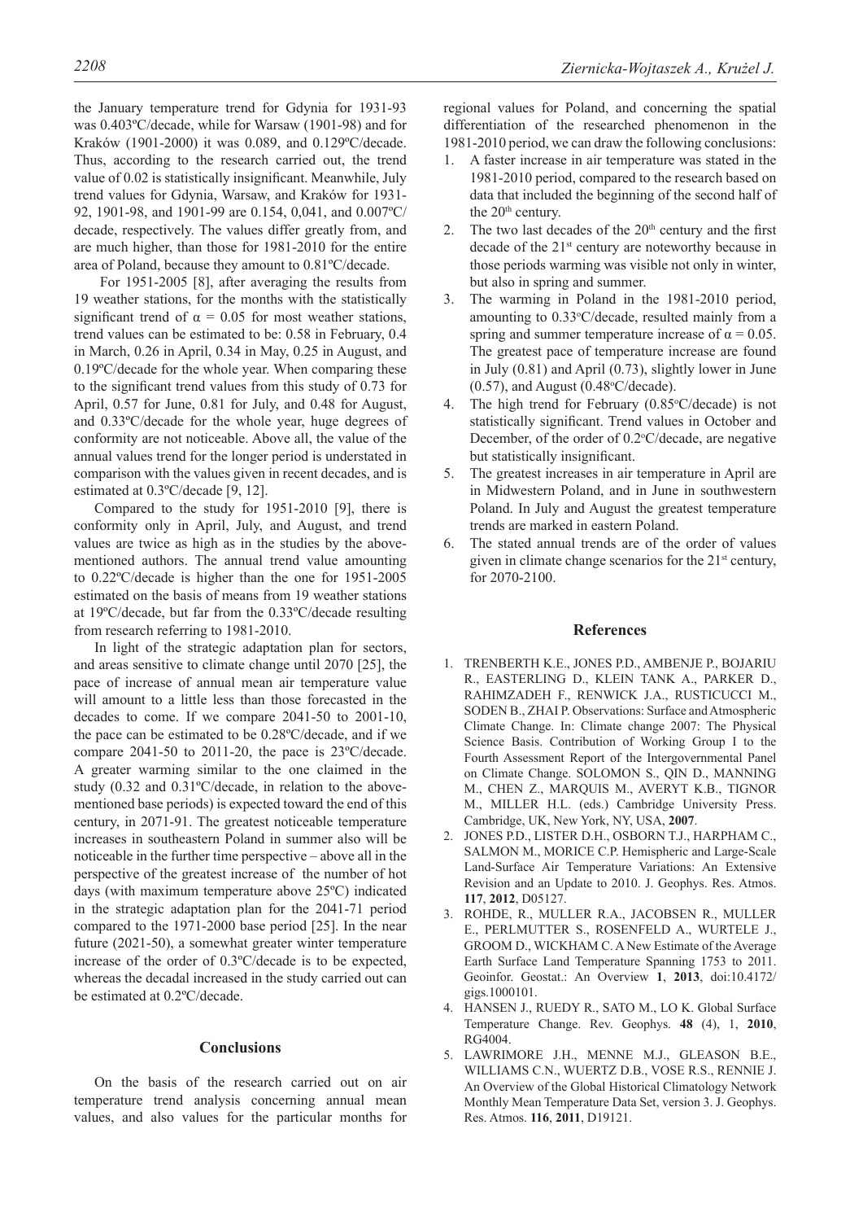the January temperature trend for Gdynia for 1931-93 was 0.403ºC/decade, while for Warsaw (1901-98) and for Kraków (1901-2000) it was 0.089, and 0.129ºC/decade. Thus, according to the research carried out, the trend value of 0.02 is statistically insignificant. Meanwhile, July trend values for Gdynia, Warsaw, and Kraków for 1931-92, 1901-98, and 1901-99 are 0.154, 0,041, and 0.007ºC/decade, respectively. The values differ greatly from, and are much higher, than those for 1981-2010 for the entire area of Poland, because they amount to 0.81ºC/decade.

For 1951-2005 [8], after averaging the results from 19 weather stations, for the months with the statistically significant trend of $\alpha = 0.05$ for most weather stations, trend values can be estimated to be: 0.58 in February, 0.4 in March, 0.26 in April, 0.34 in May, 0.25 in August, and 0.19ºC/decade for the whole year. When comparing these to the significant trend values from this study of 0.73 for April, 0.57 for June, 0.81 for July, and 0.48 for August, and 0.33ºC/decade for the whole year, huge degrees of conformity are not noticeable. Above all, the value of the annual values trend for the longer period is understated in comparison with the values given in recent decades, and is estimated at 0.3ºC/decade [9, 12].

Compared to the study for 1951-2010 [9], there is conformity only in April, July, and August, and trend values are twice as high as in the studies by the above-mentioned authors. The annual trend value amounting to 0.22ºC/decade is higher than the one for 1951-2005 estimated on the basis of means from 19 weather stations at 19ºC/decade, but far from the 0.33ºC/decade resulting from research referring to 1981-2010.

In light of the strategic adaptation plan for sectors, and areas sensitive to climate change until 2070 [25], the pace of increase of annual mean air temperature value will amount to a little less than those forecasted in the decades to come. If we compare 2041-50 to 2001-10, the pace can be estimated to be 0.28ºC/decade, and if we compare 2041-50 to 2011-20, the pace is 23ºC/decade. A greater warming similar to the one claimed in the study (0.32 and 0.31ºC/decade, in relation to the above-mentioned base periods) is expected toward the end of this century, in 2071-91. The greatest noticeable temperature increases in southeastern Poland in summer also will be noticeable in the further time perspective – above all in the perspective of the greatest increase of the number of hot days (with maximum temperature above 25ºC) indicated in the strategic adaptation plan for the 2041-71 period compared to the 1971-2000 base period [25]. In the near future (2021-50), a somewhat greater winter temperature increase of the order of 0.3ºC/decade is to be expected, whereas the decadal increased in the study carried out can be estimated at 0.2ºC/decade.

## Conclusions

On the basis of the research carried out on air temperature trend analysis concerning annual mean values, and also values for the particular months for regional values for Poland, and concerning the spatial differentiation of the researched phenomenon in the 1981-2010 period, we can draw the following conclusions:

1. A faster increase in air temperature was stated in the 1981-2010 period, compared to the research based on data that included the beginning of the second half of the 20th century.
2. The two last decades of the 20th century and the first decade of the 21st century are noteworthy because in those periods warming was visible not only in winter, but also in spring and summer.
3. The warming in Poland in the 1981-2010 period, amounting to 0.33ºC/decade, resulted mainly from a spring and summer temperature increase of $\alpha = 0.05$. The greatest pace of temperature increase are found in July (0.81) and April (0.73), slightly lower in June (0.57), and August (0.48ºC/decade).
4. The high trend for February (0.85ºC/decade) is not statistically significant. Trend values in October and December, of the order of 0.2ºC/decade, are negative but statistically insignificant.
5. The greatest increases in air temperature in April are in Midwestern Poland, and in June in southwestern Poland. In July and August the greatest temperature trends are marked in eastern Poland.
6. The stated annual trends are of the order of values given in climate change scenarios for the 21st century, for 2070-2100.

## References

1. TRENBERTH K.E., JONES P.D., AMBENJE P., BOJARIU R., EASTERLING D., KLEIN TANK A., PARKER D., RAHIMZADEH F., RENWICK J.A., RUSTICUCCI M., SODEN B., ZHAI P. Observations: Surface and Atmospheric Climate Change. In: Climate change 2007: The Physical Science Basis. Contribution of Working Group I to the Fourth Assessment Report of the Intergovernmental Panel on Climate Change. SOLOMON S., QIN D., MANNING M., CHEN Z., MARQUIS M., AVERYT K.B., TIGNOR M., MILLER H.L. (eds.) Cambridge University Press. Cambridge, UK, New York, NY, USA, **2007**.
2. JONES P.D., LISTER D.H., OSBORN T.J., HARPHAM C., SALMON M., MORICE C.P. Hemispheric and Large-Scale Land-Surface Air Temperature Variations: An Extensive Revision and an Update to 2010. J. Geophys. Res. Atmos. **117**, **2012**, D05127.
3. ROHDE, R., MULLER R.A., JACOBSEN R., MULLER E., PERLMUTTER S., ROSENFELD A., WURTELE J., GROOM D., WICKHAM C. A New Estimate of the Average Earth Surface Land Temperature Spanning 1753 to 2011. Geoinfor. Geostat.: An Overview **1**, **2013**, doi:10.4172/gigs.1000101.
4. HANSEN J., RUEDY R., SATO M., LO K. Global Surface Temperature Change. Rev. Geophys. **48** (4), 1, **2010**, RG4004.
5. LAWRIMORE J.H., MENNE M.J., GLEASON B.E., WILLIAMS C.N., WUERTZ D.B., VOSE R.S., RENNIE J. An Overview of the Global Historical Climatology Network Monthly Mean Temperature Data Set, version 3. J. Geophys. Res. Atmos. **116**, **2011**, D19121.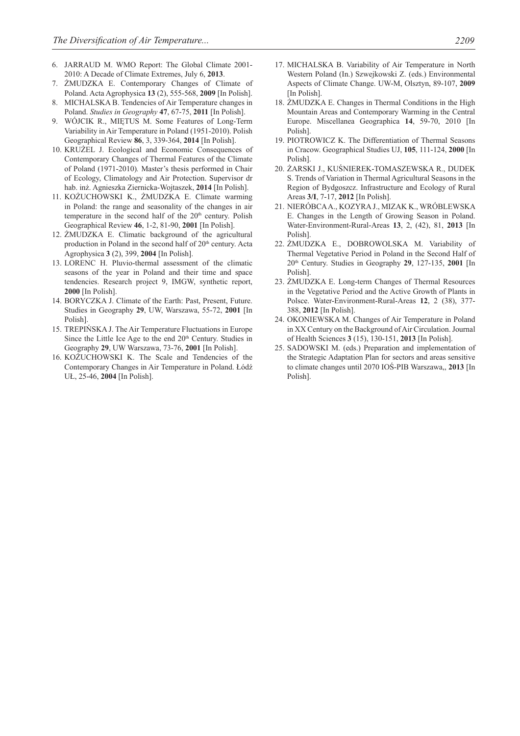6. JARRAUD M. WMO Report: The Global Climate 2001-2010: A Decade of Climate Extremes, July 6, **2013**.
7. ŻMUDZKA E. Contemporary Changes of Climate of Poland. Acta Agrophysica **13** (2), 555-568, **2009** [In Polish].
8. MICHALSKA B. Tendencies of Air Temperature changes in Poland. *Studies in Geography* **47**, 67-75, **2011** [In Polish].
9. WÓJCIK R., MIĘTUS M. Some Features of Long-Term Variability in Air Temperature in Poland (1951-2010). Polish Geographical Review **86**, 3, 339-364, **2014** [In Polish].
10. KRUŻEL J. Ecological and Economic Consequences of Contemporary Changes of Thermal Features of the Climate of Poland (1971-2010)*.* Master's thesis performed in Chair of Ecology, Climatology and Air Protection. Supervisor dr hab. inż. Agnieszka Ziernicka-Wojtaszek, **2014** [In Polish].
11. KOŻUCHOWSKI K., ŻMUDZKA E. Climate warming in Poland: the range and seasonality of the changes in air temperature in the second half of the 20th century. Polish Geographical Review **46**, 1-2, 81-90, **2001** [In Polish].
12. ŻMUDZKA E. Climatic background of the agricultural production in Poland in the second half of 20th century. Acta Agrophysica **3** (2), 399, **2004** [In Polish].
13. LORENC H. Pluvio-thermal assessment of the climatic seasons of the year in Poland and their time and space tendencies. Research project 9, IMGW, synthetic report, **2000** [In Polish].
14. BORYCZKA J. Climate of the Earth: Past, Present, Future. Studies in Geography **29**, UW, Warszawa, 55-72, **2001** [In Polish].
15. TREPIŃSKA J. The Air Temperature Fluctuations in Europe Since the Little Ice Age to the end 20th Century. Studies in Geography **29**, UW Warszawa, 73-76, **2001** [In Polish].
16. KOŻUCHOWSKI K. The Scale and Tendencies of the Contemporary Changes in Air Temperature in Poland. Łódź UŁ, 25-46, **2004** [In Polish].
17. MICHALSKA B. Variability of Air Temperature in North Western Poland (In.) Szwejkowski Z. (eds.) Environmental Aspects of Climate Change. UW-M, Olsztyn, 89-107, **2009** [In Polish].
18. ŻMUDZKA E. Changes in Thermal Conditions in the High Mountain Areas and Contemporary Warming in the Central Europe. Miscellanea Geographica **14**, 59-70, 2010 [In Polish].
19. PIOTROWICZ K. The Differentiation of Thermal Seasons in Cracow. Geographical Studies UJ, **105**, 111-124, **2000** [In Polish].
20. ŻARSKI J., KUŚNIEREK-TOMASZEWSKA R., DUDEK S. Trends of Variation in Thermal Agricultural Seasons in the Region of Bydgoszcz. Infrastructure and Ecology of Rural Areas **3/I**, 7-17, **2012** [In Polish].
21. NIERÓBCA A., KOZYRA J., MIZAK K., WRÓBLEWSKA E. Changes in the Length of Growing Season in Poland. Water-Environment-Rural-Areas **13**, 2, (42), 81, **2013** [In Polish].
22. ŻMUDZKA E., DOBROWOLSKA M. Variability of Thermal Vegetative Period in Poland in the Second Half of 20th Century. Studies in Geography **29**, 127-135, **2001** [In Polish].
23. ŻMUDZKA E. Long-term Changes of Thermal Resources in the Vegetative Period and the Active Growth of Plants in Polsce. Water-Environment-Rural-Areas **12**, 2 (38), 377-388, **2012** [In Polish].
24. OKONIEWSKA M. Changes of Air Temperature in Poland in XX Century on the Background of Air Circulation. Journal of Health Sciences **3** (15), 130-151, **2013** [In Polish].
25. SADOWSKI M. (eds.) Preparation and implementation of the Strategic Adaptation Plan for sectors and areas sensitive to climate changes until 2070 IOŚ-PIB Warszawa,, **2013** [In Polish].